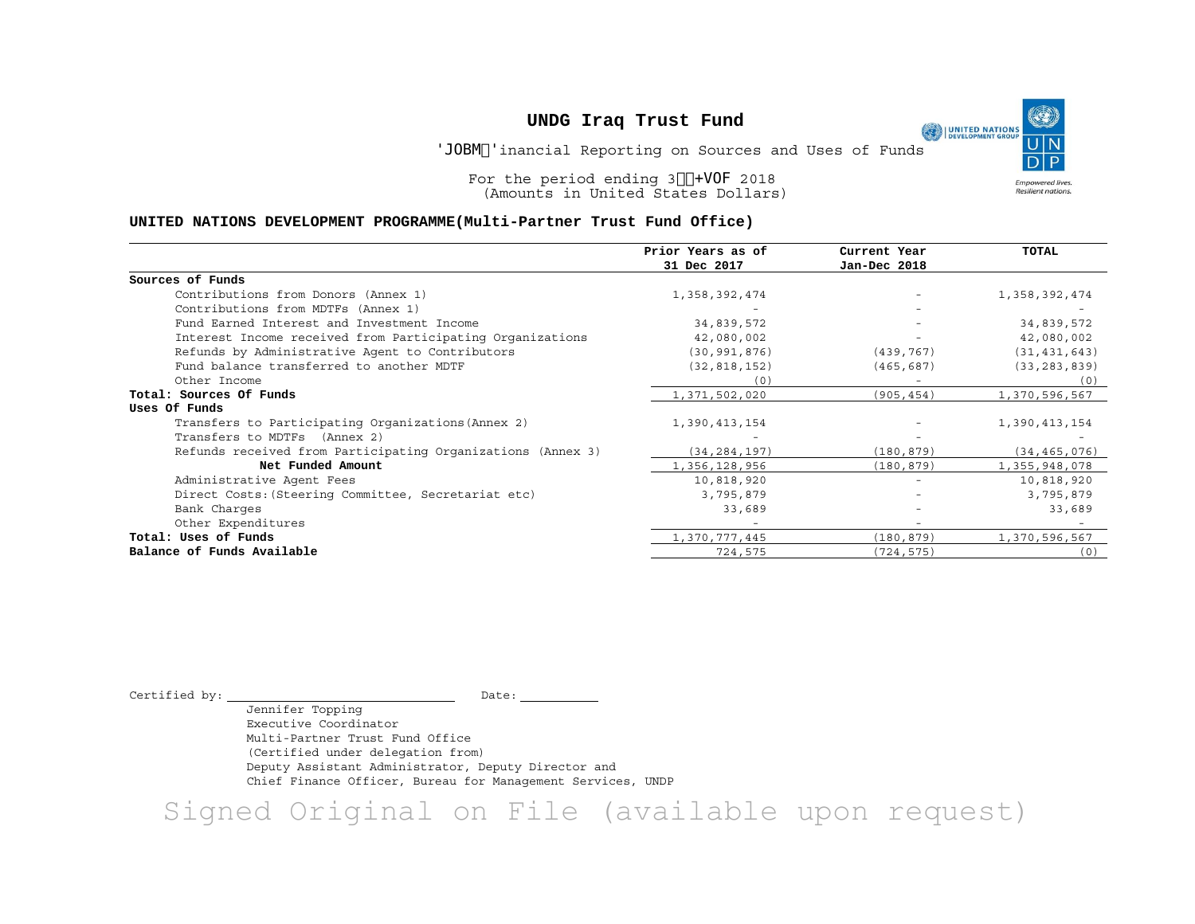# UNDG Iraq Trust Fund

'JOBM'inancial Reporting on Sources and Uses of Funds

For the period ending 3+VOF 2018
(Amounts in United States Dollars)

## UNITED NATIONS DEVELOPMENT PROGRAMME(Multi-Partner Trust Fund Office)

| | Prior Years as of 31 Dec 2017 | Current Year Jan-Dec 2018 | TOTAL |
|---|---|---|---|
| **Sources of Funds** | | | |
| Contributions from Donors (Annex 1) | 1,358,392,474 | - | 1,358,392,474 |
| Contributions from MDTFs (Annex 1) | - | - | - |
| Fund Earned Interest and Investment Income | 34,839,572 | - | 34,839,572 |
| Interest Income received from Participating Organizations | 42,080,002 | - | 42,080,002 |
| Refunds by Administrative Agent to Contributors | (30,991,876) | (439,767) | (31,431,643) |
| Fund balance transferred to another MDTF | (32,818,152) | (465,687) | (33,283,839) |
| Other Income | (0) | - | (0) |
| **Total: Sources Of Funds** | 1,371,502,020 | (905,454) | 1,370,596,567 |
| **Uses Of Funds** | | | |
| Transfers to Participating Organizations(Annex 2) | 1,390,413,154 | - | 1,390,413,154 |
| Transfers to MDTFs (Annex 2) | - | - | - |
| Refunds received from Participating Organizations (Annex 3) | (34,284,197) | (180,879) | (34,465,076) |
| **Net Funded Amount** | 1,356,128,956 | (180,879) | 1,355,948,078 |
| Administrative Agent Fees | 10,818,920 | - | 10,818,920 |
| Direct Costs:(Steering Committee, Secretariat etc) | 3,795,879 | - | 3,795,879 |
| Bank Charges | 33,689 | - | 33,689 |
| Other Expenditures | - | - | - |
| **Total: Uses of Funds** | 1,370,777,445 | (180,879) | 1,370,596,567 |
| **Balance of Funds Available** | 724,575 | (724,575) | (0) |

Certified by: ______________________ Date: __________

Jennifer Topping
Executive Coordinator
Multi-Partner Trust Fund Office
(Certified under delegation from)
Deputy Assistant Administrator, Deputy Director and
Chief Finance Officer, Bureau for Management Services, UNDP

Signed Original on File (available upon request)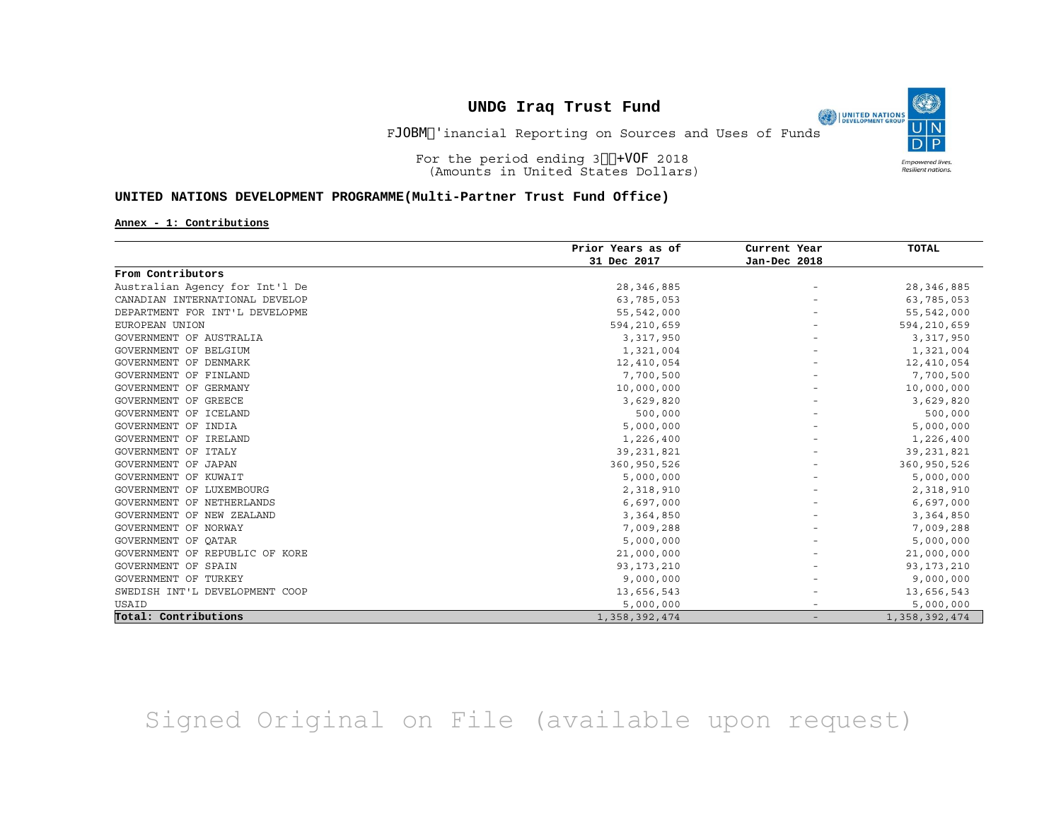# UNDG Iraq Trust Fund

FJOBM'inancial Reporting on Sources and Uses of Funds

For the period ending 3+VOF 2018
(Amounts in United States Dollars)

## UNITED NATIONS DEVELOPMENT PROGRAMME(Multi-Partner Trust Fund Office)

**Annex - 1: Contributions**

| | Prior Years as of 31 Dec 2017 | Current Year Jan-Dec 2018 | TOTAL |
|---|---|---|---|
| **From Contributors** | | | |
| Australian Agency for Int'l De | 28,346,885 | - | 28,346,885 |
| CANADIAN INTERNATIONAL DEVELOP | 63,785,053 | - | 63,785,053 |
| DEPARTMENT FOR INT'L DEVELOPME | 55,542,000 | - | 55,542,000 |
| EUROPEAN UNION | 594,210,659 | - | 594,210,659 |
| GOVERNMENT OF AUSTRALIA | 3,317,950 | - | 3,317,950 |
| GOVERNMENT OF BELGIUM | 1,321,004 | - | 1,321,004 |
| GOVERNMENT OF DENMARK | 12,410,054 | - | 12,410,054 |
| GOVERNMENT OF FINLAND | 7,700,500 | - | 7,700,500 |
| GOVERNMENT OF GERMANY | 10,000,000 | - | 10,000,000 |
| GOVERNMENT OF GREECE | 3,629,820 | - | 3,629,820 |
| GOVERNMENT OF ICELAND | 500,000 | - | 500,000 |
| GOVERNMENT OF INDIA | 5,000,000 | - | 5,000,000 |
| GOVERNMENT OF IRELAND | 1,226,400 | - | 1,226,400 |
| GOVERNMENT OF ITALY | 39,231,821 | - | 39,231,821 |
| GOVERNMENT OF JAPAN | 360,950,526 | - | 360,950,526 |
| GOVERNMENT OF KUWAIT | 5,000,000 | - | 5,000,000 |
| GOVERNMENT OF LUXEMBOURG | 2,318,910 | - | 2,318,910 |
| GOVERNMENT OF NETHERLANDS | 6,697,000 | - | 6,697,000 |
| GOVERNMENT OF NEW ZEALAND | 3,364,850 | - | 3,364,850 |
| GOVERNMENT OF NORWAY | 7,009,288 | - | 7,009,288 |
| GOVERNMENT OF QATAR | 5,000,000 | - | 5,000,000 |
| GOVERNMENT OF REPUBLIC OF KORE | 21,000,000 | - | 21,000,000 |
| GOVERNMENT OF SPAIN | 93,173,210 | - | 93,173,210 |
| GOVERNMENT OF TURKEY | 9,000,000 | - | 9,000,000 |
| SWEDISH INT'L DEVELOPMENT COOP | 13,656,543 | - | 13,656,543 |
| USAID | 5,000,000 | - | 5,000,000 |
| **Total: Contributions** | 1,358,392,474 | - | 1,358,392,474 |

Signed Original on File (available upon request)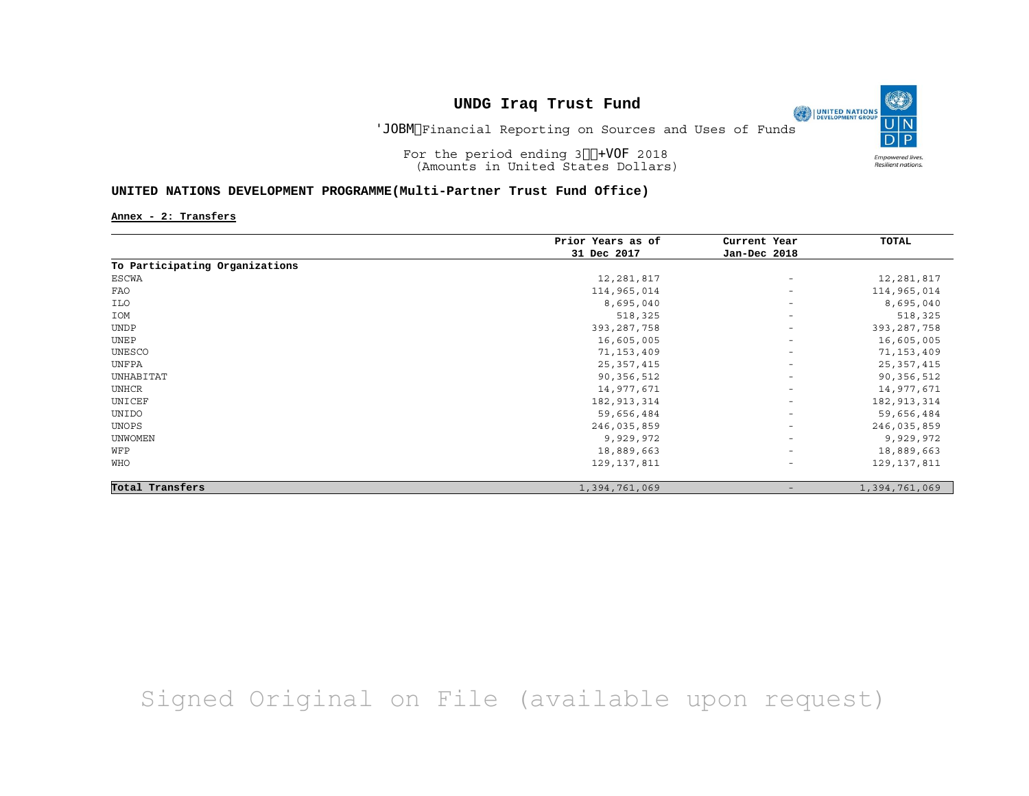# UNDG Iraq Trust Fund

'JOBM Financial Reporting on Sources and Uses of Funds

For the period ending 3 +VOF 2018
(Amounts in United States Dollars)

## UNITED NATIONS DEVELOPMENT PROGRAMME(Multi-Partner Trust Fund Office)

**Annex - 2: Transfers**

| | Prior Years as of 31 Dec 2017 | Current Year Jan-Dec 2018 | TOTAL |
|---|---|---|---|
| **To Participating Organizations** | | | |
| ESCWA | 12,281,817 | - | 12,281,817 |
| FAO | 114,965,014 | - | 114,965,014 |
| ILO | 8,695,040 | - | 8,695,040 |
| IOM | 518,325 | - | 518,325 |
| UNDP | 393,287,758 | - | 393,287,758 |
| UNEP | 16,605,005 | - | 16,605,005 |
| UNESCO | 71,153,409 | - | 71,153,409 |
| UNFPA | 25,357,415 | - | 25,357,415 |
| UNHABITAT | 90,356,512 | - | 90,356,512 |
| UNHCR | 14,977,671 | - | 14,977,671 |
| UNICEF | 182,913,314 | - | 182,913,314 |
| UNIDO | 59,656,484 | - | 59,656,484 |
| UNOPS | 246,035,859 | - | 246,035,859 |
| UNWOMEN | 9,929,972 | - | 9,929,972 |
| WFP | 18,889,663 | - | 18,889,663 |
| WHO | 129,137,811 | - | 129,137,811 |
| **Total Transfers** | 1,394,761,069 | - | 1,394,761,069 |

Signed Original on File (available upon request)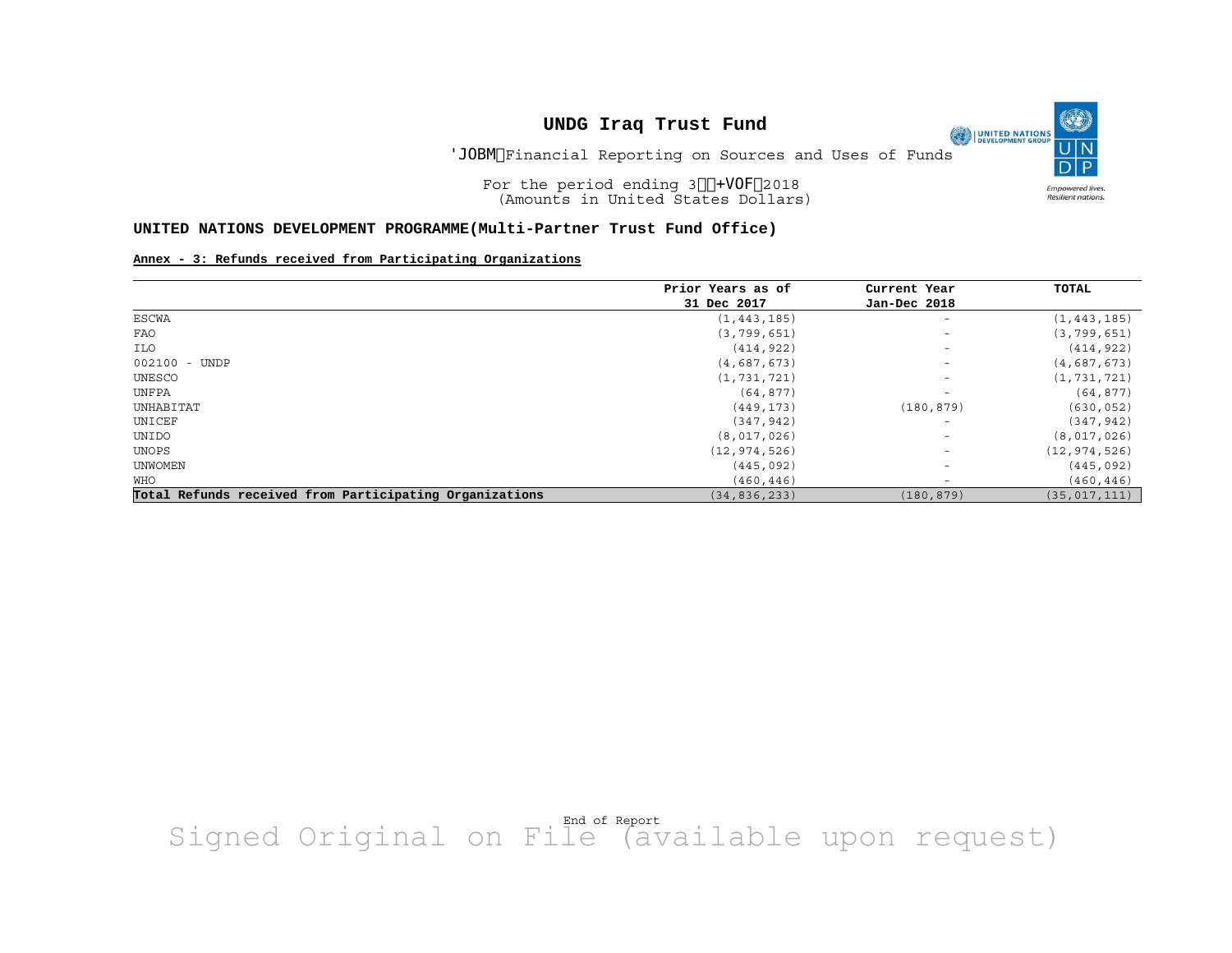# UNDG Iraq Trust Fund

'JOBM Financial Reporting on Sources and Uses of Funds

For the period ending 3 +VOF 2018
(Amounts in United States Dollars)

## UNITED NATIONS DEVELOPMENT PROGRAMME(Multi-Partner Trust Fund Office)

**Annex - 3: Refunds received from Participating Organizations**

| | Prior Years as of 31 Dec 2017 | Current Year Jan-Dec 2018 | TOTAL |
|---|---|---|---|
| ESCWA | (1,443,185) | - | (1,443,185) |
| FAO | (3,799,651) | - | (3,799,651) |
| ILO | (414,922) | - | (414,922) |
| 002100 - UNDP | (4,687,673) | - | (4,687,673) |
| UNESCO | (1,731,721) | - | (1,731,721) |
| UNFPA | (64,877) | - | (64,877) |
| UNHABITAT | (449,173) | (180,879) | (630,052) |
| UNICEF | (347,942) | - | (347,942) |
| UNIDO | (8,017,026) | - | (8,017,026) |
| UNOPS | (12,974,526) | - | (12,974,526) |
| UNWOMEN | (445,092) | - | (445,092) |
| WHO | (460,446) | - | (460,446) |
| **Total Refunds received from Participating Organizations** | (34,836,233) | (180,879) | (35,017,111) |

End of Report

Signed Original on File (available upon request)